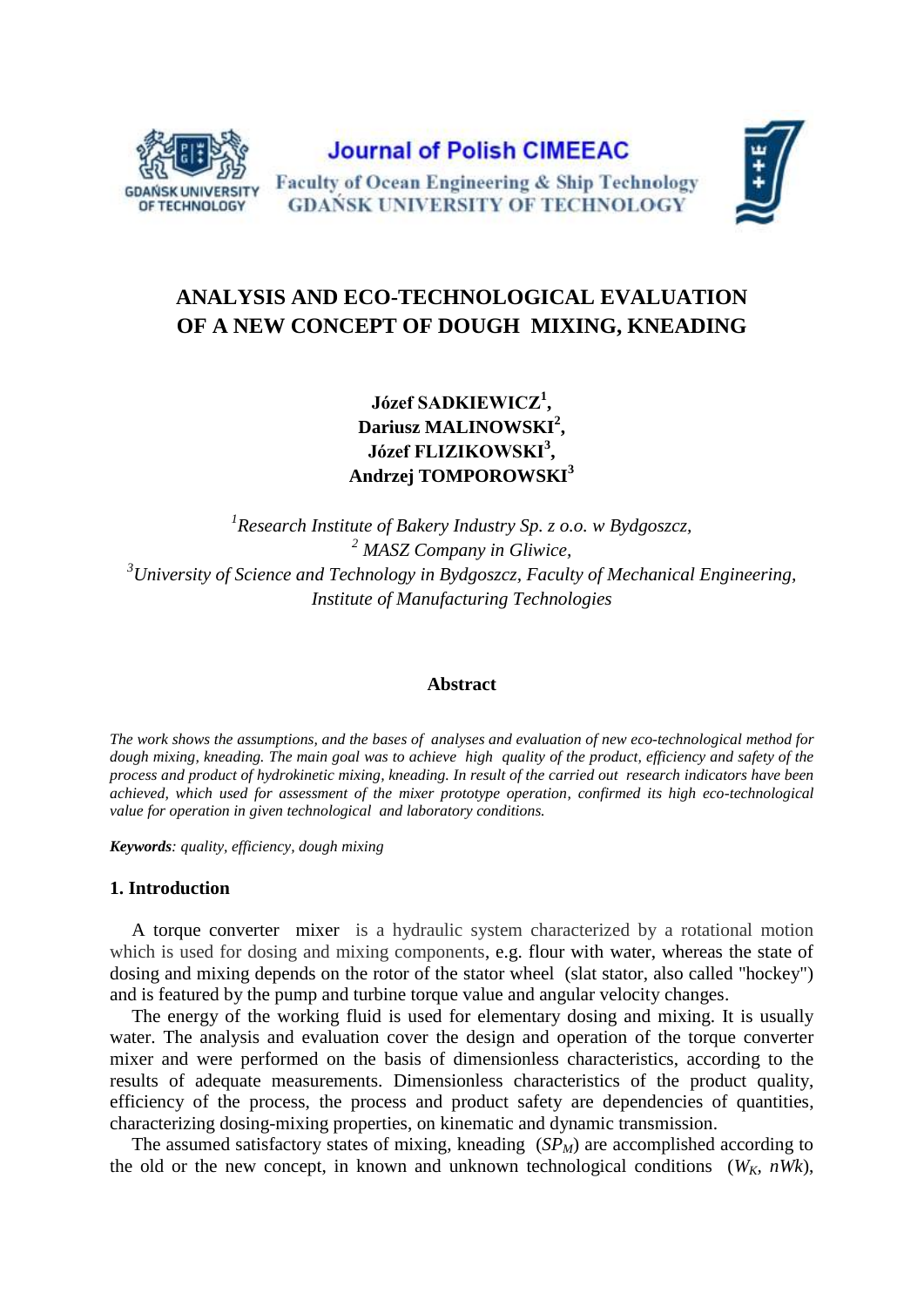# ANALYSIS AND ECO-TECHNOLOGICAL EVALUATION OF A NEW CONCEPT OF DOUGH MIXING, KNEADING

**Józef SADKIEWICZ[1],**
**Dariusz MALINOWSKI[2],**
**Józef FLIZIKOWSKI[3],**
**Andrzej TOMPOROWSKI[3]**

*[1]Research Institute of Bakery Industry Sp. z o.o. w Bydgoszcz,*
*[2] MASZ Company in Gliwice,*
*[3]University of Science and Technology in Bydgoszcz, Faculty of Mechanical Engineering, Institute of Manufacturing Technologies*

## Abstract

*The work shows the assumptions, and the bases of analyses and evaluation of new eco-technological method for dough mixing, kneading. The main goal was to achieve high quality of the product, efficiency and safety of the process and product of hydrokinetic mixing, kneading. In result of the carried out research indicators have been achieved, which used for assessment of the mixer prototype operation, confirmed its high eco-technological value for operation in given technological and laboratory conditions.*

***Keywords**: quality, efficiency, dough mixing*

## 1. Introduction

A torque converter mixer is a hydraulic system characterized by a rotational motion which is used for dosing and mixing components, e.g. flour with water, whereas the state of dosing and mixing depends on the rotor of the stator wheel (slat stator, also called "hockey") and is featured by the pump and turbine torque value and angular velocity changes.

The energy of the working fluid is used for elementary dosing and mixing. It is usually water. The analysis and evaluation cover the design and operation of the torque converter mixer and were performed on the basis of dimensionless characteristics, according to the results of adequate measurements. Dimensionless characteristics of the product quality, efficiency of the process, the process and product safety are dependencies of quantities, characterizing dosing-mixing properties, on kinematic and dynamic transmission.

The assumed satisfactory states of mixing, kneading ($SP_M$) are accomplished according to the old or the new concept, in known and unknown technological conditions ($W_K$, $nWk$),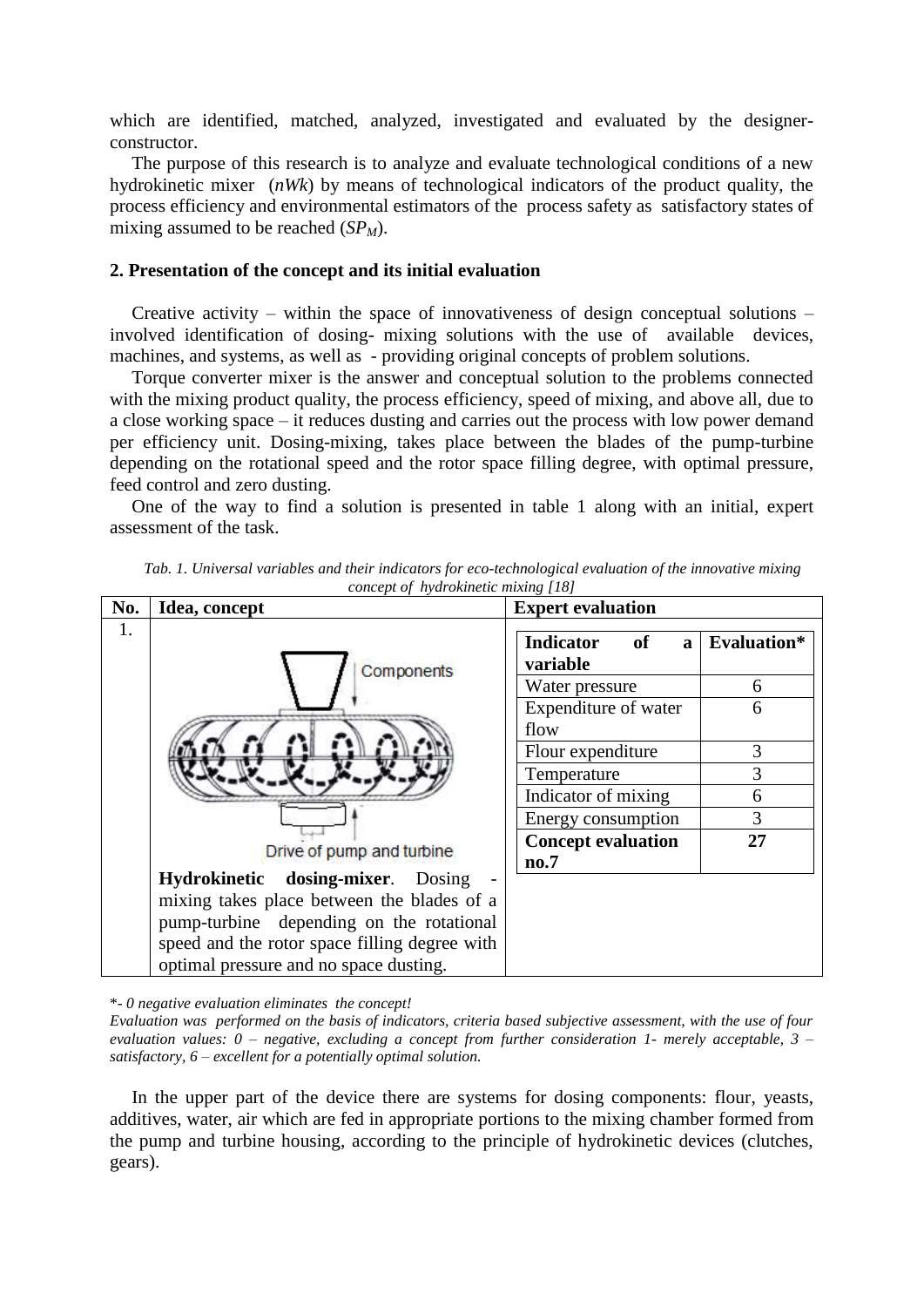which are identified, matched, analyzed, investigated and evaluated by the designer-constructor.

The purpose of this research is to analyze and evaluate technological conditions of a new hydrokinetic mixer (*nWk*) by means of technological indicators of the product quality, the process efficiency and environmental estimators of the process safety as satisfactory states of mixing assumed to be reached ($SP_M$).

## 2. Presentation of the concept and its initial evaluation

Creative activity – within the space of innovativeness of design conceptual solutions – involved identification of dosing- mixing solutions with the use of available devices, machines, and systems, as well as - providing original concepts of problem solutions.

Torque converter mixer is the answer and conceptual solution to the problems connected with the mixing product quality, the process efficiency, speed of mixing, and above all, due to a close working space – it reduces dusting and carries out the process with low power demand per efficiency unit. Dosing-mixing, takes place between the blades of the pump-turbine depending on the rotational speed and the rotor space filling degree, with optimal pressure, feed control and zero dusting.

One of the way to find a solution is presented in table 1 along with an initial, expert assessment of the task.

*Tab. 1. Universal variables and their indicators for eco-technological evaluation of the innovative mixing concept of hydrokinetic mixing [18]*

| No. | Idea, concept | Expert evaluation | |
|---|---|---|---|
| | | **Indicator of a variable** | **Evaluation*** |
| 1. | Components; Drive of pump and turbine. **Hydrokinetic dosing-mixer**. Dosing - mixing takes place between the blades of a pump-turbine depending on the rotational speed and the rotor space filling degree with optimal pressure and no space dusting. | Water pressure | 6 |
| | | Expenditure of water flow | 6 |
| | | Flour expenditure | 3 |
| | | Temperature | 3 |
| | | Indicator of mixing | 6 |
| | | Energy consumption | 3 |
| | | **Concept evaluation no.7** | **27** |

*- *0 negative evaluation eliminates the concept!*

*Evaluation was performed on the basis of indicators, criteria based subjective assessment, with the use of four evaluation values: 0 – negative, excluding a concept from further consideration 1- merely acceptable, 3 – satisfactory, 6 – excellent for a potentially optimal solution.*

In the upper part of the device there are systems for dosing components: flour, yeasts, additives, water, air which are fed in appropriate portions to the mixing chamber formed from the pump and turbine housing, according to the principle of hydrokinetic devices (clutches, gears).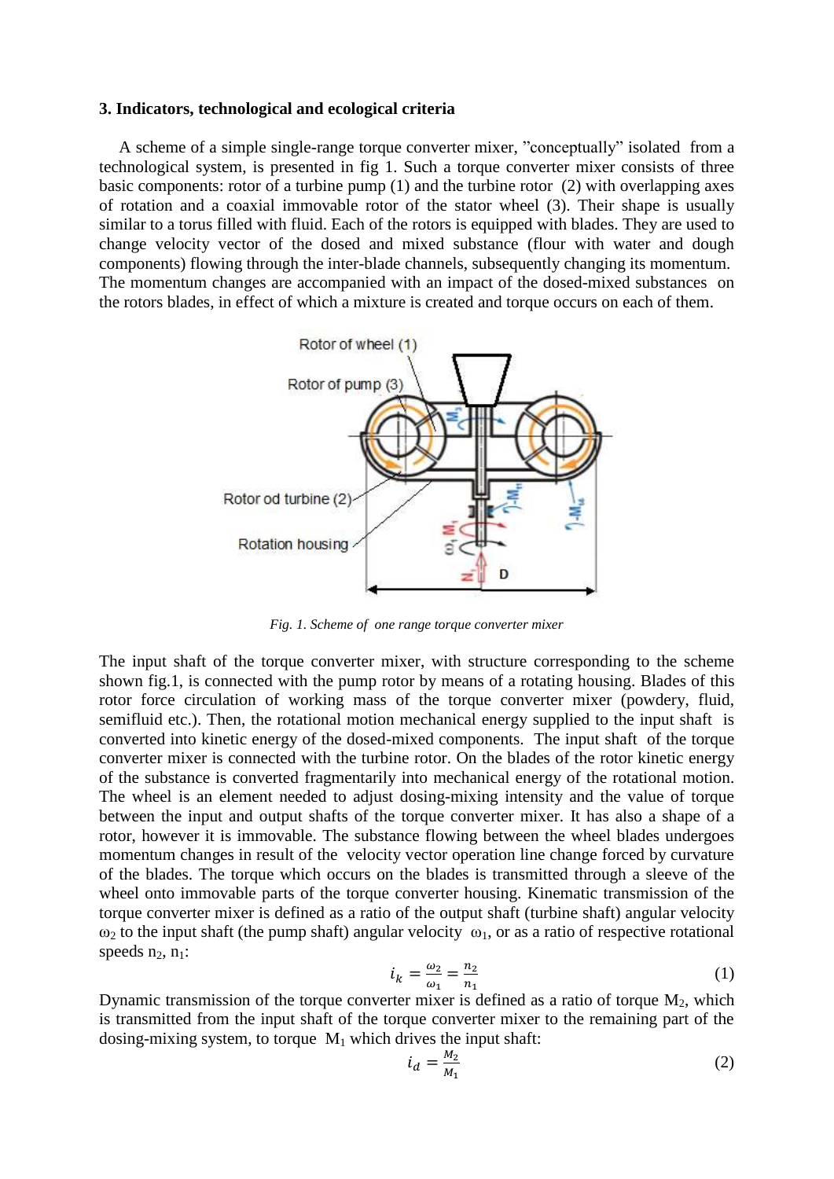### 3. Indicators, technological and ecological criteria

A scheme of a simple single-range torque converter mixer, "conceptually" isolated from a technological system, is presented in fig 1. Such a torque converter mixer consists of three basic components: rotor of a turbine pump (1) and the turbine rotor (2) with overlapping axes of rotation and a coaxial immovable rotor of the stator wheel (3). Their shape is usually similar to a torus filled with fluid. Each of the rotors is equipped with blades. They are used to change velocity vector of the dosed and mixed substance (flour with water and dough components) flowing through the inter-blade channels, subsequently changing its momentum. The momentum changes are accompanied with an impact of the dosed-mixed substances on the rotors blades, in effect of which a mixture is created and torque occurs on each of them.

*Fig. 1. Scheme of one range torque converter mixer*

The input shaft of the torque converter mixer, with structure corresponding to the scheme shown fig.1, is connected with the pump rotor by means of a rotating housing. Blades of this rotor force circulation of working mass of the torque converter mixer (powdery, fluid, semifluid etc.). Then, the rotational motion mechanical energy supplied to the input shaft is converted into kinetic energy of the dosed-mixed components. The input shaft of the torque converter mixer is connected with the turbine rotor. On the blades of the rotor kinetic energy of the substance is converted fragmentarily into mechanical energy of the rotational motion. The wheel is an element needed to adjust dosing-mixing intensity and the value of torque between the input and output shafts of the torque converter mixer. It has also a shape of a rotor, however it is immovable. The substance flowing between the wheel blades undergoes momentum changes in result of the velocity vector operation line change forced by curvature of the blades. The torque which occurs on the blades is transmitted through a sleeve of the wheel onto immovable parts of the torque converter housing. Kinematic transmission of the torque converter mixer is defined as a ratio of the output shaft (turbine shaft) angular velocity $\omega_2$ to the input shaft (the pump shaft) angular velocity $\omega_1$, or as a ratio of respective rotational speeds $n_2$, $n_1$:

$$i_k = \frac{\omega_2}{\omega_1} = \frac{n_2}{n_1} \tag{1}$$

Dynamic transmission of the torque converter mixer is defined as a ratio of torque $M_2$, which is transmitted from the input shaft of the torque converter mixer to the remaining part of the dosing-mixing system, to torque $M_1$ which drives the input shaft:

$$i_d = \frac{M_2}{M_1} \tag{2}$$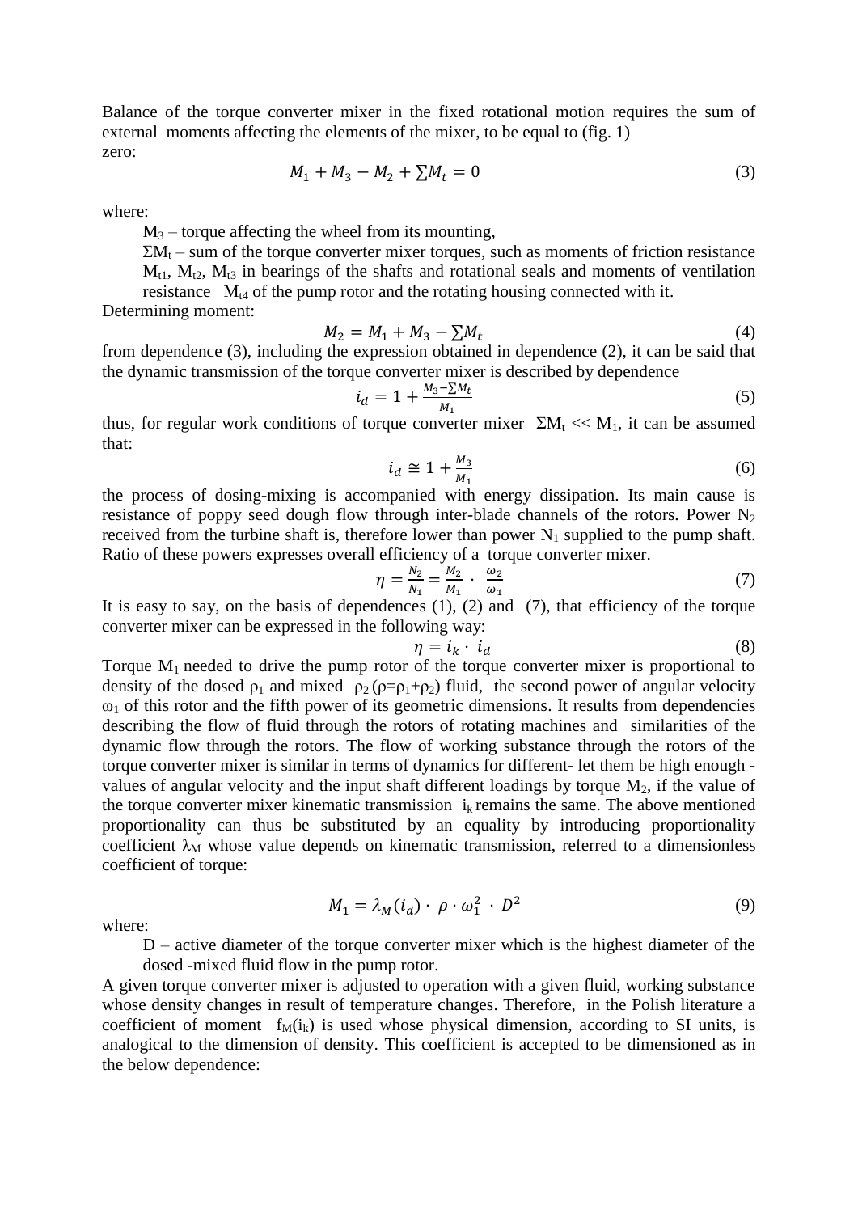Balance of the torque converter mixer in the fixed rotational motion requires the sum of external moments affecting the elements of the mixer, to be equal to (fig. 1) zero:

$$M_1 + M_3 - M_2 + \sum M_t = 0 \tag{3}$$

where:

$M_3$ – torque affecting the wheel from its mounting,

$\Sigma M_t$ – sum of the torque converter mixer torques, such as moments of friction resistance $M_{t1}$, $M_{t2}$, $M_{t3}$ in bearings of the shafts and rotational seals and moments of ventilation resistance $M_{t4}$ of the pump rotor and the rotating housing connected with it.

Determining moment:

$$M_2 = M_1 + M_3 - \sum M_t \tag{4}$$

from dependence (3), including the expression obtained in dependence (2), it can be said that the dynamic transmission of the torque converter mixer is described by dependence

$$i_d = 1 + \frac{M_3 - \sum M_t}{M_1} \tag{5}$$

thus, for regular work conditions of torque converter mixer $\Sigma M_t << M_1$, it can be assumed that:

$$i_d \cong 1 + \frac{M_3}{M_1} \tag{6}$$

the process of dosing-mixing is accompanied with energy dissipation. Its main cause is resistance of poppy seed dough flow through inter-blade channels of the rotors. Power $N_2$ received from the turbine shaft is, therefore lower than power $N_1$ supplied to the pump shaft. Ratio of these powers expresses overall efficiency of a torque converter mixer.

$$\eta = \frac{N_2}{N_1} = \frac{M_2}{M_1} \cdot \frac{\omega_2}{\omega_1} \tag{7}$$

It is easy to say, on the basis of dependences (1), (2) and (7), that efficiency of the torque converter mixer can be expressed in the following way:

$$\eta = i_k \cdot i_d \tag{8}$$

Torque $M_1$ needed to drive the pump rotor of the torque converter mixer is proportional to density of the dosed $\rho_1$ and mixed $\rho_2$ ($\rho=\rho_1+\rho_2$) fluid, the second power of angular velocity $\omega_1$ of this rotor and the fifth power of its geometric dimensions. It results from dependencies describing the flow of fluid through the rotors of rotating machines and similarities of the dynamic flow through the rotors. The flow of working substance through the rotors of the torque converter mixer is similar in terms of dynamics for different- let them be high enough - values of angular velocity and the input shaft different loadings by torque $M_2$, if the value of the torque converter mixer kinematic transmission $i_k$ remains the same. The above mentioned proportionality can thus be substituted by an equality by introducing proportionality coefficient $\lambda_M$ whose value depends on kinematic transmission, referred to a dimensionless coefficient of torque:

$$M_1 = \lambda_M(i_d) \cdot \rho \cdot \omega_1^2 \cdot D^2 \tag{9}$$

where:

D – active diameter of the torque converter mixer which is the highest diameter of the dosed -mixed fluid flow in the pump rotor.

A given torque converter mixer is adjusted to operation with a given fluid, working substance whose density changes in result of temperature changes. Therefore, in the Polish literature a coefficient of moment $f_M(i_k)$ is used whose physical dimension, according to SI units, is analogical to the dimension of density. This coefficient is accepted to be dimensioned as in the below dependence: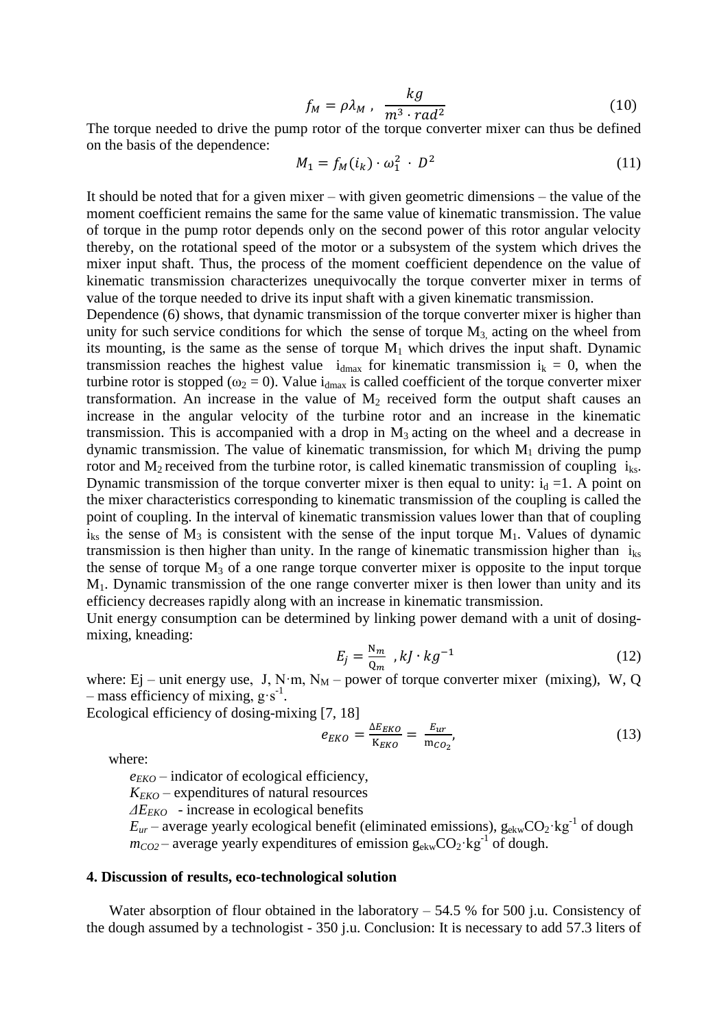$$f_M = \rho \lambda_M \ , \ \frac{kg}{m^3 \cdot rad^2} \tag{10}$$

The torque needed to drive the pump rotor of the torque converter mixer can thus be defined on the basis of the dependence:

$$M_1 = f_M(i_k) \cdot \omega_1^2 \cdot D^2 \tag{11}$$

It should be noted that for a given mixer – with given geometric dimensions – the value of the moment coefficient remains the same for the same value of kinematic transmission. The value of torque in the pump rotor depends only on the second power of this rotor angular velocity thereby, on the rotational speed of the motor or a subsystem of the system which drives the mixer input shaft. Thus, the process of the moment coefficient dependence on the value of kinematic transmission characterizes unequivocally the torque converter mixer in terms of value of the torque needed to drive its input shaft with a given kinematic transmission.

Dependence (6) shows, that dynamic transmission of the torque converter mixer is higher than unity for such service conditions for which the sense of torque $M_3$, acting on the wheel from its mounting, is the same as the sense of torque $M_1$ which drives the input shaft. Dynamic transmission reaches the highest value $i_{dmax}$ for kinematic transmission $i_k = 0$, when the turbine rotor is stopped ($\omega_2 = 0$). Value $i_{dmax}$ is called coefficient of the torque converter mixer transformation. An increase in the value of $M_2$ received form the output shaft causes an increase in the angular velocity of the turbine rotor and an increase in the kinematic transmission. This is accompanied with a drop in $M_3$ acting on the wheel and a decrease in dynamic transmission. The value of kinematic transmission, for which $M_1$ driving the pump rotor and $M_2$ received from the turbine rotor, is called kinematic transmission of coupling $i_{ks}$. Dynamic transmission of the torque converter mixer is then equal to unity: $i_d = 1$. A point on the mixer characteristics corresponding to kinematic transmission of the coupling is called the point of coupling. In the interval of kinematic transmission values lower than that of coupling $i_{ks}$ the sense of $M_3$ is consistent with the sense of the input torque $M_1$. Values of dynamic transmission is then higher than unity. In the range of kinematic transmission higher than $i_{ks}$ the sense of torque $M_3$ of a one range torque converter mixer is opposite to the input torque $M_1$. Dynamic transmission of the one range converter mixer is then lower than unity and its efficiency decreases rapidly along with an increase in kinematic transmission.

Unit energy consumption can be determined by linking power demand with a unit of dosing-mixing, kneading:

$$E_j = \frac{N_m}{Q_m} \ , kJ \cdot kg^{-1} \tag{12}$$

where: Ej – unit energy use, J, N·m, $N_M$ – power of torque converter mixer (mixing), W, Q – mass efficiency of mixing, $g \cdot s^{-1}$.

Ecological efficiency of dosing-mixing [7, 18]

$$e_{EKO} = \frac{\Delta E_{EKO}}{K_{EKO}} = \frac{E_{ur}}{m_{CO_2}}, \tag{13}$$

where:

$e_{EKO}$ – indicator of ecological efficiency,

$K_{EKO}$ – expenditures of natural resources

$\Delta E_{EKO}$ - increase in ecological benefits

$E_{ur}$ – average yearly ecological benefit (eliminated emissions), $g_{ekw}CO_2 \cdot kg^{-1}$ of dough

$m_{CO2}$ – average yearly expenditures of emission $g_{ekw}CO_2 \cdot kg^{-1}$ of dough.

## 4. Discussion of results, eco-technological solution

Water absorption of flour obtained in the laboratory – 54.5 % for 500 j.u. Consistency of the dough assumed by a technologist - 350 j.u. Conclusion: It is necessary to add 57.3 liters of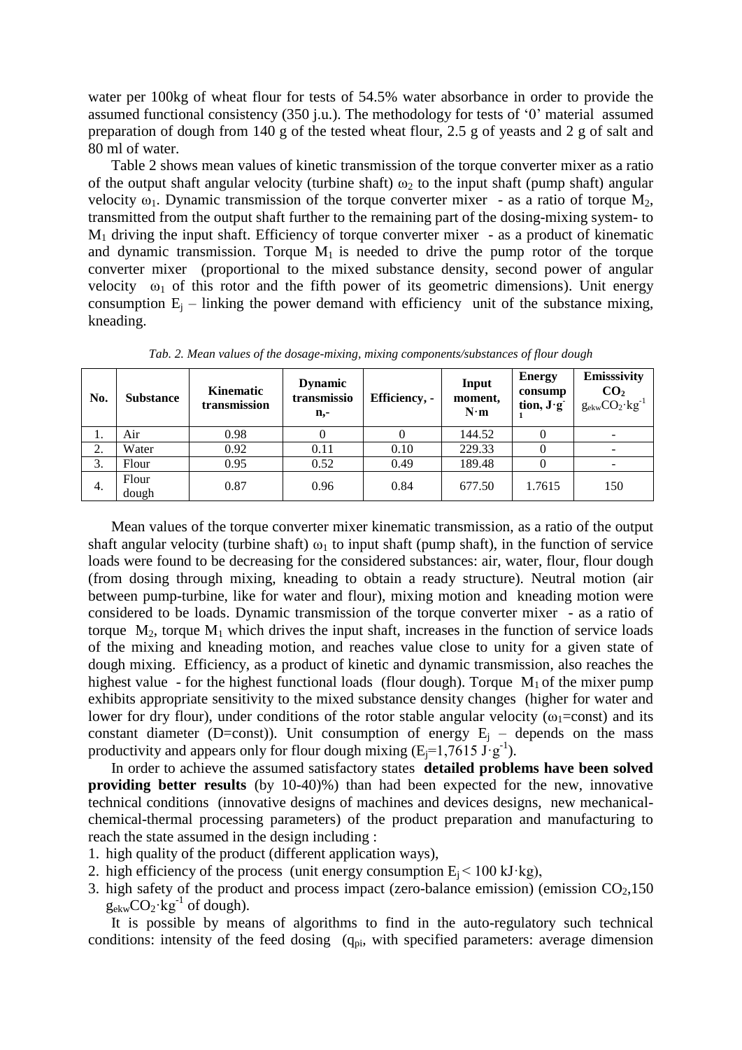water per 100kg of wheat flour for tests of 54.5% water absorbance in order to provide the assumed functional consistency (350 j.u.). The methodology for tests of '0' material assumed preparation of dough from 140 g of the tested wheat flour, 2.5 g of yeasts and 2 g of salt and 80 ml of water.

Table 2 shows mean values of kinetic transmission of the torque converter mixer as a ratio of the output shaft angular velocity (turbine shaft) $\omega_2$ to the input shaft (pump shaft) angular velocity $\omega_1$. Dynamic transmission of the torque converter mixer - as a ratio of torque $M_2$, transmitted from the output shaft further to the remaining part of the dosing-mixing system- to $M_1$ driving the input shaft. Efficiency of torque converter mixer - as a product of kinematic and dynamic transmission. Torque $M_1$ is needed to drive the pump rotor of the torque converter mixer (proportional to the mixed substance density, second power of angular velocity $\omega_1$ of this rotor and the fifth power of its geometric dimensions). Unit energy consumption $E_j$ – linking the power demand with efficiency unit of the substance mixing, kneading.

*Tab. 2. Mean values of the dosage-mixing, mixing components/substances of flour dough*

| No. | Substance | Kinematic transmission | Dynamic transmission n,- | Efficiency, - | Input moment, N·m | Energy consumption, $J \cdot g^{-1}$ | Emisssivity $CO_2$ $g_{ekw}CO_2 \cdot kg^{-1}$ |
|---|---|---|---|---|---|---|---|
| 1. | Air | 0.98 | 0 | 0 | 144.52 | 0 | - |
| 2. | Water | 0.92 | 0.11 | 0.10 | 229.33 | 0 | - |
| 3. | Flour | 0.95 | 0.52 | 0.49 | 189.48 | 0 | - |
| 4. | Flour dough | 0.87 | 0.96 | 0.84 | 677.50 | 1.7615 | 150 |

Mean values of the torque converter mixer kinematic transmission, as a ratio of the output shaft angular velocity (turbine shaft) $\omega_1$ to input shaft (pump shaft), in the function of service loads were found to be decreasing for the considered substances: air, water, flour, flour dough (from dosing through mixing, kneading to obtain a ready structure). Neutral motion (air between pump-turbine, like for water and flour), mixing motion and kneading motion were considered to be loads. Dynamic transmission of the torque converter mixer - as a ratio of torque $M_2$, torque $M_1$ which drives the input shaft, increases in the function of service loads of the mixing and kneading motion, and reaches value close to unity for a given state of dough mixing. Efficiency, as a product of kinetic and dynamic transmission, also reaches the highest value - for the highest functional loads (flour dough). Torque $M_1$ of the mixer pump exhibits appropriate sensitivity to the mixed substance density changes (higher for water and lower for dry flour), under conditions of the rotor stable angular velocity ($\omega_1$=const) and its constant diameter (D=const)). Unit consumption of energy $E_j$ – depends on the mass productivity and appears only for flour dough mixing ($E_j$=1,7615 $J \cdot g^{-1}$).

In order to achieve the assumed satisfactory states **detailed problems have been solved providing better results** (by 10-40)%) than had been expected for the new, innovative technical conditions (innovative designs of machines and devices designs, new mechanical-chemical-thermal processing parameters) of the product preparation and manufacturing to reach the state assumed in the design including :

1. high quality of the product (different application ways),
2. high efficiency of the process (unit energy consumption $E_j$ < 100 kJ·kg),
3. high safety of the product and process impact (zero-balance emission) (emission $CO_2$,150 $g_{ekw}CO_2 \cdot kg^{-1}$ of dough).

It is possible by means of algorithms to find in the auto-regulatory such technical conditions: intensity of the feed dosing ($q_{pi}$, with specified parameters: average dimension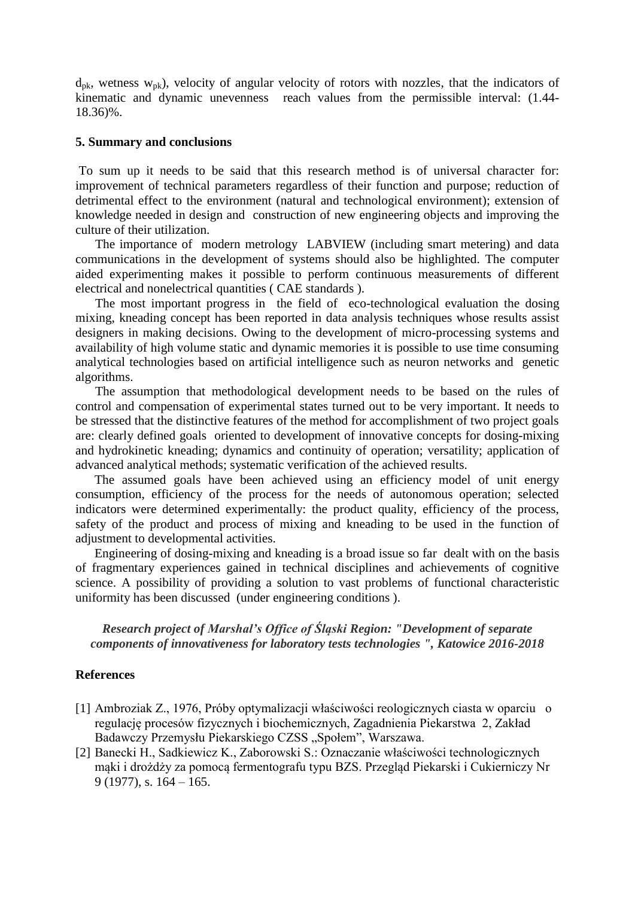$d_{pk}$, wetness $w_{pk}$), velocity of angular velocity of rotors with nozzles, that the indicators of kinematic and dynamic unevenness reach values from the permissible interval: (1.44-18.36)%.

## 5. Summary and conclusions

To sum up it needs to be said that this research method is of universal character for: improvement of technical parameters regardless of their function and purpose; reduction of detrimental effect to the environment (natural and technological environment); extension of knowledge needed in design and construction of new engineering objects and improving the culture of their utilization.

The importance of modern metrology LABVIEW (including smart metering) and data communications in the development of systems should also be highlighted. The computer aided experimenting makes it possible to perform continuous measurements of different electrical and nonelectrical quantities ( CAE standards ).

The most important progress in the field of eco-technological evaluation the dosing mixing, kneading concept has been reported in data analysis techniques whose results assist designers in making decisions. Owing to the development of micro-processing systems and availability of high volume static and dynamic memories it is possible to use time consuming analytical technologies based on artificial intelligence such as neuron networks and genetic algorithms.

The assumption that methodological development needs to be based on the rules of control and compensation of experimental states turned out to be very important. It needs to be stressed that the distinctive features of the method for accomplishment of two project goals are: clearly defined goals oriented to development of innovative concepts for dosing-mixing and hydrokinetic kneading; dynamics and continuity of operation; versatility; application of advanced analytical methods; systematic verification of the achieved results.

The assumed goals have been achieved using an efficiency model of unit energy consumption, efficiency of the process for the needs of autonomous operation; selected indicators were determined experimentally: the product quality, efficiency of the process, safety of the product and process of mixing and kneading to be used in the function of adjustment to developmental activities.

Engineering of dosing-mixing and kneading is a broad issue so far dealt with on the basis of fragmentary experiences gained in technical disciplines and achievements of cognitive science. A possibility of providing a solution to vast problems of functional characteristic uniformity has been discussed (under engineering conditions ).

***Research project of Marshal's Office of Śląski Region: "Development of separate components of innovativeness for laboratory tests technologies ", Katowice 2016-2018***

## References

[1] Ambroziak Z., 1976, Próby optymalizacji właściwości reologicznych ciasta w oparciu o regulację procesów fizycznych i biochemicznych, Zagadnienia Piekarstwa 2, Zakład Badawczy Przemysłu Piekarskiego CZSS „Społem", Warszawa.

[2] Banecki H., Sadkiewicz K., Zaborowski S.: Oznaczanie właściwości technologicznych mąki i drożdży za pomocą fermentografu typu BZS. Przegląd Piekarski i Cukierniczy Nr 9 (1977), s. 164 – 165.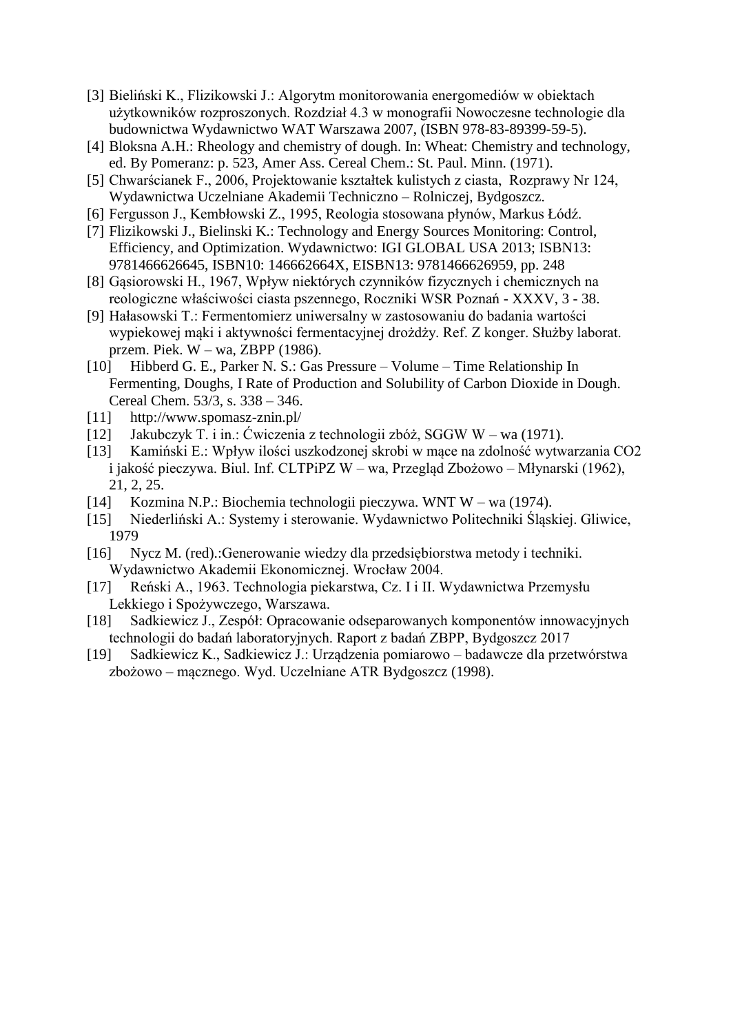[3] Bieliński K., Flizikowski J.: Algorytm monitorowania energomediów w obiektach użytkowników rozproszonych. Rozdział 4.3 w monografii Nowoczesne technologie dla budownictwa Wydawnictwo WAT Warszawa 2007, (ISBN 978-83-89399-59-5).

[4] Bloksna A.H.: Rheology and chemistry of dough. In: Wheat: Chemistry and technology, ed. By Pomeranz: p. 523, Amer Ass. Cereal Chem.: St. Paul. Minn. (1971).

[5] Chwarścianek F., 2006, Projektowanie kształtek kulistych z ciasta, Rozprawy Nr 124, Wydawnictwa Uczelniane Akademii Techniczno – Rolniczej, Bydgoszcz.

[6] Fergusson J., Kembłowski Z., 1995, Reologia stosowana płynów, Markus Łódź.

[7] Flizikowski J., Bielinski K.: Technology and Energy Sources Monitoring: Control, Efficiency, and Optimization. Wydawnictwo: IGI GLOBAL USA 2013; ISBN13: 9781466626645, ISBN10: 146662664X, EISBN13: 9781466626959, pp. 248

[8] Gąsiorowski H., 1967, Wpływ niektórych czynników fizycznych i chemicznych na reologiczne właściwości ciasta pszennego, Roczniki WSR Poznań - XXXV, 3 - 38.

[9] Hałasowski T.: Fermentomierz uniwersalny w zastosowaniu do badania wartości wypiekowej mąki i aktywności fermentacyjnej drożdży. Ref. Z konger. Służby laborat. przem. Piek. W – wa, ZBPP (1986).

[10] Hibberd G. E., Parker N. S.: Gas Pressure – Volume – Time Relationship In Fermenting, Doughs, I Rate of Production and Solubility of Carbon Dioxide in Dough. Cereal Chem. 53/3, s. 338 – 346.

[11] http://www.spomasz-znin.pl/

[12] Jakubczyk T. i in.: Ćwiczenia z technologii zbóż, SGGW W – wa (1971).

[13] Kamiński E.: Wpływ ilości uszkodzonej skrobi w mące na zdolność wytwarzania CO2 i jakość pieczywa. Biul. Inf. CLTPiPZ W – wa, Przegląd Zbożowo – Młynarski (1962), 21, 2, 25.

[14] Kozmina N.P.: Biochemia technologii pieczywa. WNT W – wa (1974).

[15] Niederliński A.: Systemy i sterowanie. Wydawnictwo Politechniki Śląskiej. Gliwice, 1979

[16] Nycz M. (red).:Generowanie wiedzy dla przedsiębiorstwa metody i techniki. Wydawnictwo Akademii Ekonomicznej. Wrocław 2004.

[17] Reński A., 1963. Technologia piekarstwa, Cz. I i II. Wydawnictwa Przemysłu Lekkiego i Spożywczego, Warszawa.

[18] Sadkiewicz J., Zespół: Opracowanie odseparowanych komponentów innowacyjnych technologii do badań laboratoryjnych. Raport z badań ZBPP, Bydgoszcz 2017

[19] Sadkiewicz K., Sadkiewicz J.: Urządzenia pomiarowo – badawcze dla przetwórstwa zbożowo – mącznego. Wyd. Uczelniane ATR Bydgoszcz (1998).